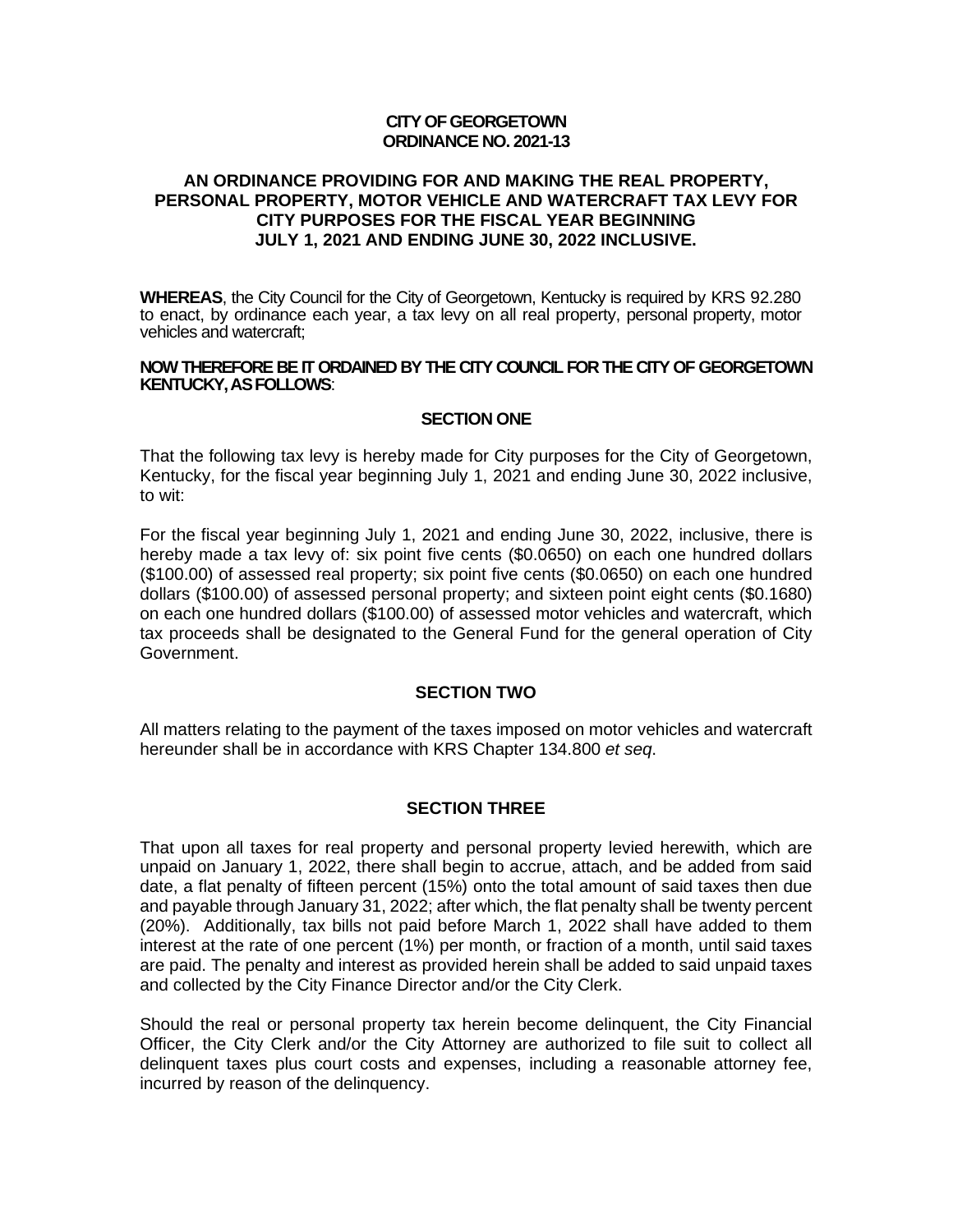**CITY OF GEORGETOWN**
**ORDINANCE NO. 2021-13**

**AN ORDINANCE PROVIDING FOR AND MAKING THE REAL PROPERTY, PERSONAL PROPERTY, MOTOR VEHICLE AND WATERCRAFT TAX LEVY FOR CITY PURPOSES FOR THE FISCAL YEAR BEGINNING JULY 1, 2021 AND ENDING JUNE 30, 2022 INCLUSIVE.**

**WHEREAS**, the City Council for the City of Georgetown, Kentucky is required by KRS 92.280 to enact, by ordinance each year, a tax levy on all real property, personal property, motor vehicles and watercraft;

**NOW THEREFORE BE IT ORDAINED BY THE CITY COUNCIL FOR THE CITY OF GEORGETOWN KENTUCKY, AS FOLLOWS**:

**SECTION ONE**

That the following tax levy is hereby made for City purposes for the City of Georgetown, Kentucky, for the fiscal year beginning July 1, 2021 and ending June 30, 2022 inclusive, to wit:

For the fiscal year beginning July 1, 2021 and ending June 30, 2022, inclusive, there is hereby made a tax levy of: six point five cents ($0.0650) on each one hundred dollars ($100.00) of assessed real property; six point five cents ($0.0650) on each one hundred dollars ($100.00) of assessed personal property; and sixteen point eight cents ($0.1680) on each one hundred dollars ($100.00) of assessed motor vehicles and watercraft, which tax proceeds shall be designated to the General Fund for the general operation of City Government.

**SECTION TWO**

All matters relating to the payment of the taxes imposed on motor vehicles and watercraft hereunder shall be in accordance with KRS Chapter 134.800 *et seq*.

**SECTION THREE**

That upon all taxes for real property and personal property levied herewith, which are unpaid on January 1, 2022, there shall begin to accrue, attach, and be added from said date, a flat penalty of fifteen percent (15%) onto the total amount of said taxes then due and payable through January 31, 2022; after which, the flat penalty shall be twenty percent (20%). Additionally, tax bills not paid before March 1, 2022 shall have added to them interest at the rate of one percent (1%) per month, or fraction of a month, until said taxes are paid. The penalty and interest as provided herein shall be added to said unpaid taxes and collected by the City Finance Director and/or the City Clerk.

Should the real or personal property tax herein become delinquent, the City Financial Officer, the City Clerk and/or the City Attorney are authorized to file suit to collect all delinquent taxes plus court costs and expenses, including a reasonable attorney fee, incurred by reason of the delinquency.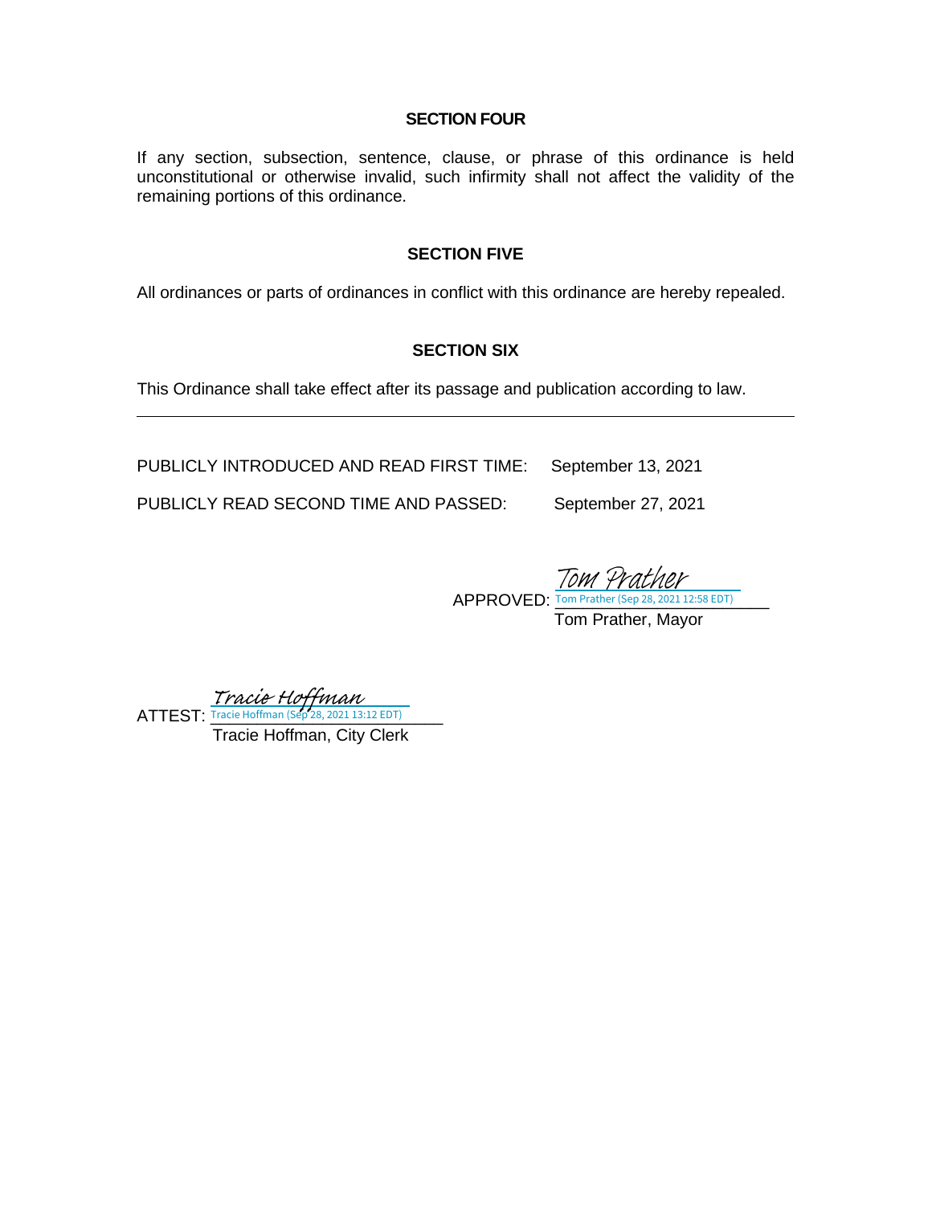**SECTION FOUR**

If any section, subsection, sentence, clause, or phrase of this ordinance is held unconstitutional or otherwise invalid, such infirmity shall not affect the validity of the remaining portions of this ordinance.

**SECTION FIVE**

All ordinances or parts of ordinances in conflict with this ordinance are hereby repealed.

**SECTION SIX**

This Ordinance shall take effect after its passage and publication according to law.

---

PUBLICLY INTRODUCED AND READ FIRST TIME: September 13, 2021

PUBLICLY READ SECOND TIME AND PASSED: September 27, 2021

APPROVED: *Tom Prather*
Tom Prather (Sep 28, 2021 12:58 EDT)
Tom Prather, Mayor

ATTEST: *Tracie Hoffman*
Tracie Hoffman (Sep 28, 2021 13:12 EDT)
Tracie Hoffman, City Clerk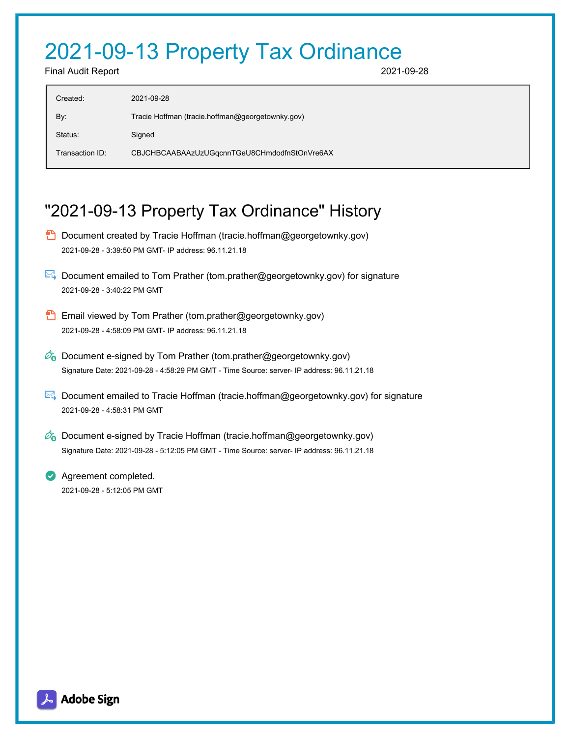# 2021-09-13 Property Tax Ordinance

Final Audit Report 2021-09-28

| | |
|---|---|
| Created: | 2021-09-28 |
| By: | Tracie Hoffman (tracie.hoffman@georgetownky.gov) |
| Status: | Signed |
| Transaction ID: | CBJCHBCAABAAzUzUGqcnnTGeU8CHmdodfnStOnVre6AX |

## "2021-09-13 Property Tax Ordinance" History

- Document created by Tracie Hoffman (tracie.hoffman@georgetownky.gov)
  2021-09-28 - 3:39:50 PM GMT- IP address: 96.11.21.18

- Document emailed to Tom Prather (tom.prather@georgetownky.gov) for signature
  2021-09-28 - 3:40:22 PM GMT

- Email viewed by Tom Prather (tom.prather@georgetownky.gov)
  2021-09-28 - 4:58:09 PM GMT- IP address: 96.11.21.18

- Document e-signed by Tom Prather (tom.prather@georgetownky.gov)
  Signature Date: 2021-09-28 - 4:58:29 PM GMT - Time Source: server- IP address: 96.11.21.18

- Document emailed to Tracie Hoffman (tracie.hoffman@georgetownky.gov) for signature
  2021-09-28 - 4:58:31 PM GMT

- Document e-signed by Tracie Hoffman (tracie.hoffman@georgetownky.gov)
  Signature Date: 2021-09-28 - 5:12:05 PM GMT - Time Source: server- IP address: 96.11.21.18

- Agreement completed.
  2021-09-28 - 5:12:05 PM GMT

Adobe Sign